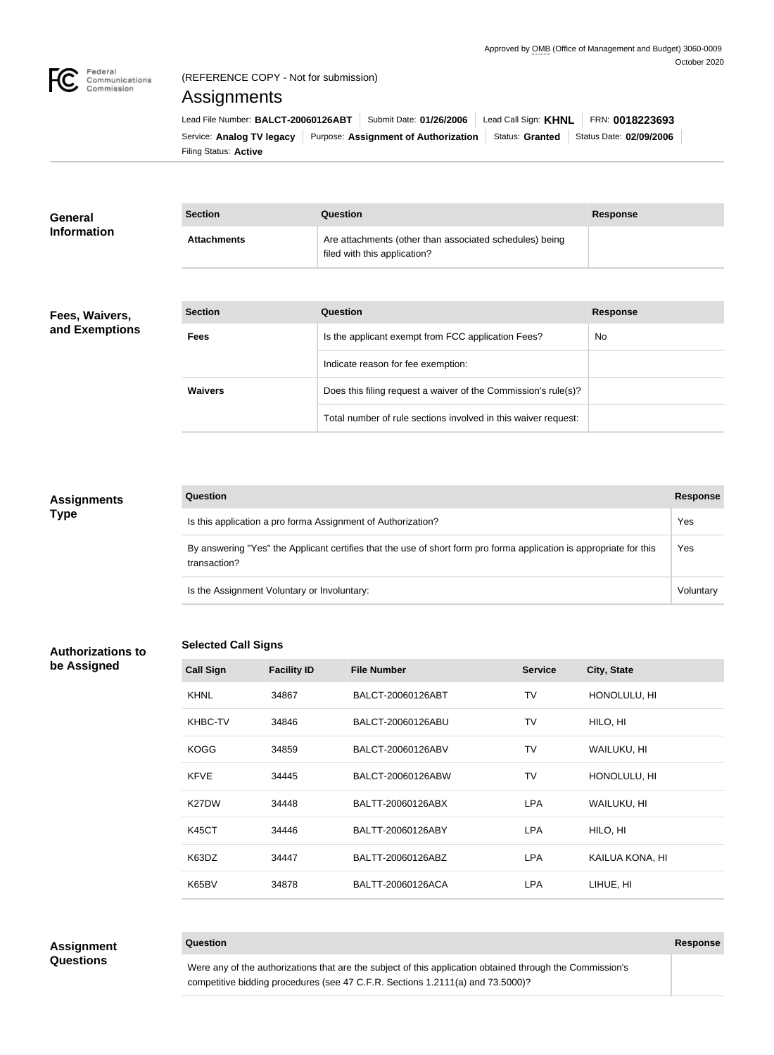Approved by OMB (Office of Management and Budget) 3060-0009
October 2020

(REFERENCE COPY - Not for submission)

# Assignments

Lead File Number: **BALCT-20060126ABT** | Submit Date: **01/26/2006** | Lead Call Sign: **KHNL** | FRN: **0018223693**

Service: **Analog TV legacy** | Purpose: **Assignment of Authorization** | Status: **Granted** | Status Date: **02/09/2006**

Filing Status: **Active**

## General Information

| Section | Question | Response |
| --- | --- | --- |
| Attachments | Are attachments (other than associated schedules) being filed with this application? | |

## Fees, Waivers, and Exemptions

| Section | Question | Response |
| --- | --- | --- |
| Fees | Is the applicant exempt from FCC application Fees? | No |
| | Indicate reason for fee exemption: | |
| Waivers | Does this filing request a waiver of the Commission's rule(s)? | |
| | Total number of rule sections involved in this waiver request: | |

## Assignments Type

| Question | Response |
| --- | --- |
| Is this application a pro forma Assignment of Authorization? | Yes |
| By answering "Yes" the Applicant certifies that the use of short form pro forma application is appropriate for this transaction? | Yes |
| Is the Assignment Voluntary or Involuntary: | Voluntary |

## Authorizations to be Assigned

### Selected Call Signs

| Call Sign | Facility ID | File Number | Service | City, State |
| --- | --- | --- | --- | --- |
| KHNL | 34867 | BALCT-20060126ABT | TV | HONOLULU, HI |
| KHBC-TV | 34846 | BALCT-20060126ABU | TV | HILO, HI |
| KOGG | 34859 | BALCT-20060126ABV | TV | WAILUKU, HI |
| KFVE | 34445 | BALCT-20060126ABW | TV | HONOLULU, HI |
| K27DW | 34448 | BALTT-20060126ABX | LPA | WAILUKU, HI |
| K45CT | 34446 | BALTT-20060126ABY | LPA | HILO, HI |
| K63DZ | 34447 | BALTT-20060126ABZ | LPA | KAILUA KONA, HI |
| K65BV | 34878 | BALTT-20060126ACA | LPA | LIHUE, HI |

## Assignment Questions

| Question | Response |
| --- | --- |
| Were any of the authorizations that are the subject of this application obtained through the Commission's competitive bidding procedures (see 47 C.F.R. Sections 1.2111(a) and 73.5000)? | |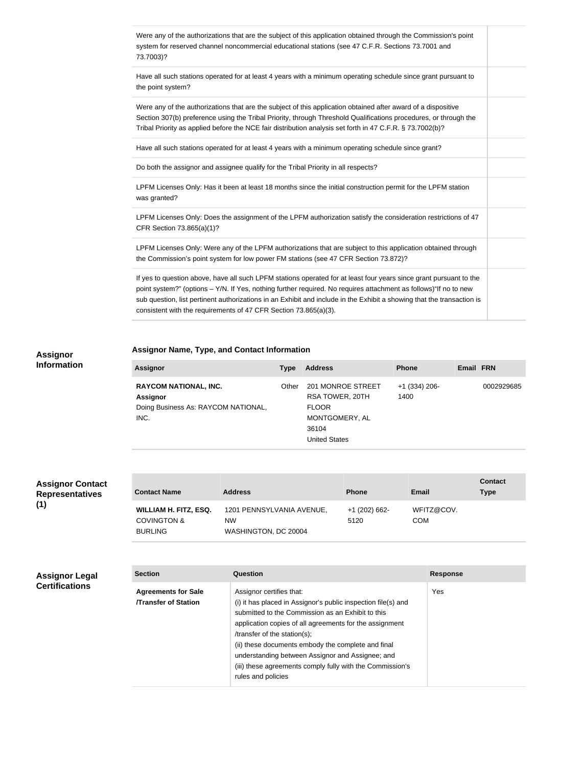| | |
|---|---|
| Were any of the authorizations that are the subject of this application obtained through the Commission's point system for reserved channel noncommercial educational stations (see 47 C.F.R. Sections 73.7001 and 73.7003)? | |
| Have all such stations operated for at least 4 years with a minimum operating schedule since grant pursuant to the point system? | |
| Were any of the authorizations that are the subject of this application obtained after award of a dispositive Section 307(b) preference using the Tribal Priority, through Threshold Qualifications procedures, or through the Tribal Priority as applied before the NCE fair distribution analysis set forth in 47 C.F.R. § 73.7002(b)? | |
| Have all such stations operated for at least 4 years with a minimum operating schedule since grant? | |
| Do both the assignor and assignee qualify for the Tribal Priority in all respects? | |
| LPFM Licenses Only: Has it been at least 18 months since the initial construction permit for the LPFM station was granted? | |
| LPFM Licenses Only: Does the assignment of the LPFM authorization satisfy the consideration restrictions of 47 CFR Section 73.865(a)(1)? | |
| LPFM Licenses Only: Were any of the LPFM authorizations that are subject to this application obtained through the Commission's point system for low power FM stations (see 47 CFR Section 73.872)? | |
| If yes to question above, have all such LPFM stations operated for at least four years since grant pursuant to the point system?" (options – Y/N. If Yes, nothing further required. No requires attachment as follows)"If no to new sub question, list pertinent authorizations in an Exhibit and include in the Exhibit a showing that the transaction is consistent with the requirements of 47 CFR Section 73.865(a)(3). | |

## Assignor Information

### Assignor Name, Type, and Contact Information

| Assignor | Type | Address | Phone | Email | FRN |
|---|---|---|---|---|---|
| **RAYCOM NATIONAL, INC.** **Assignor** Doing Business As: RAYCOM NATIONAL, INC. | Other | 201 MONROE STREET RSA TOWER, 20TH FLOOR MONTGOMERY, AL 36104 United States | +1 (334) 206-1400 | | 0002929685 |

## Assignor Contact Representatives (1)

| Contact Name | Address | Phone | Email | Contact Type |
|---|---|---|---|---|
| **WILLIAM H. FITZ, ESQ.** COVINGTON & BURLING | 1201 PENNSYLVANIA AVENUE, NW WASHINGTON, DC 20004 | +1 (202) 662-5120 | WFITZ@COV.COM | |

## Assignor Legal Certifications

| Section | Question | Response |
|---|---|---|
| **Agreements for Sale /Transfer of Station** | Assignor certifies that: (i) it has placed in Assignor's public inspection file(s) and submitted to the Commission as an Exhibit to this application copies of all agreements for the assignment /transfer of the station(s); (ii) these documents embody the complete and final understanding between Assignor and Assignee; and (iii) these agreements comply fully with the Commission's rules and policies | Yes |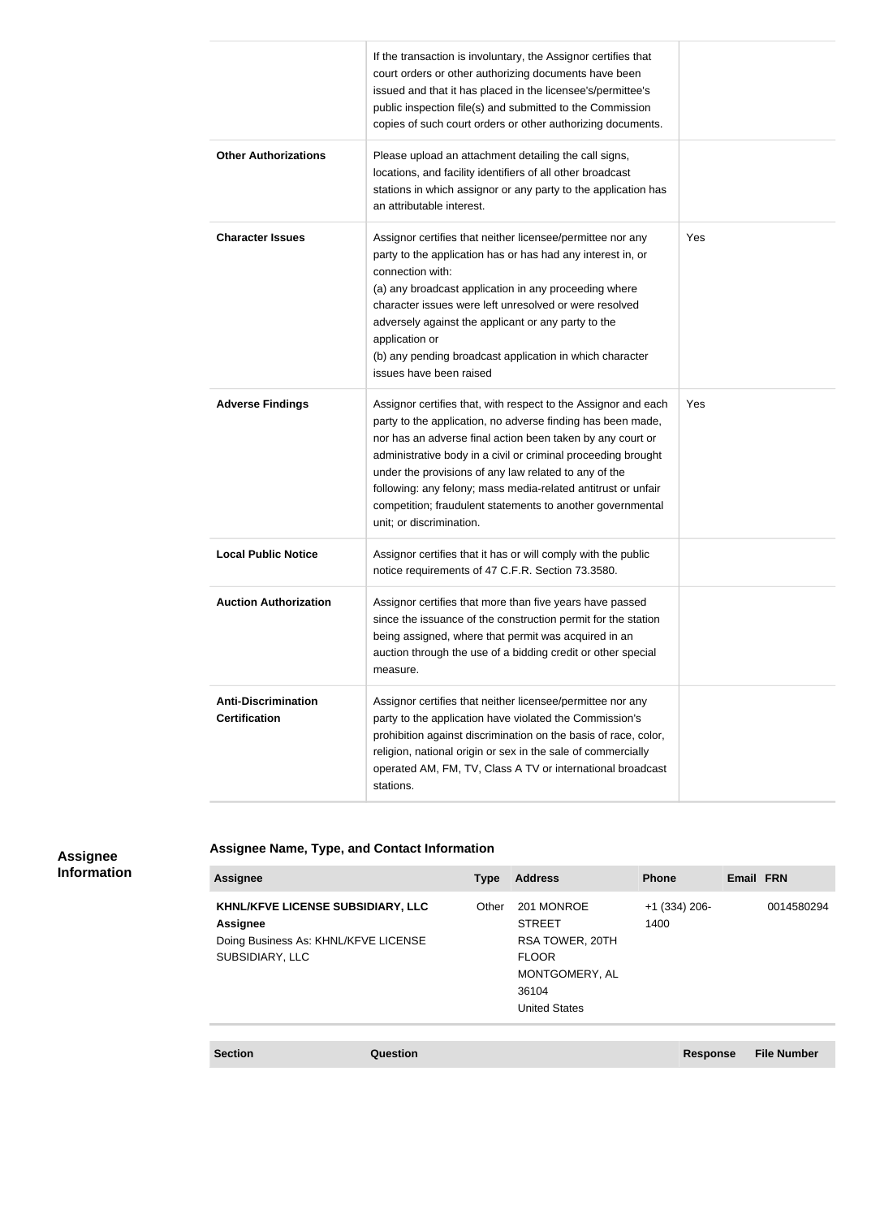| | | |
|---|---|---|
| | If the transaction is involuntary, the Assignor certifies that court orders or other authorizing documents have been issued and that it has placed in the licensee's/permittee's public inspection file(s) and submitted to the Commission copies of such court orders or other authorizing documents. | |
| **Other Authorizations** | Please upload an attachment detailing the call signs, locations, and facility identifiers of all other broadcast stations in which assignor or any party to the application has an attributable interest. | |
| **Character Issues** | Assignor certifies that neither licensee/permittee nor any party to the application has or has had any interest in, or connection with:<br>(a) any broadcast application in any proceeding where character issues were left unresolved or were resolved adversely against the applicant or any party to the application or<br>(b) any pending broadcast application in which character issues have been raised | Yes |
| **Adverse Findings** | Assignor certifies that, with respect to the Assignor and each party to the application, no adverse finding has been made, nor has an adverse final action been taken by any court or administrative body in a civil or criminal proceeding brought under the provisions of any law related to any of the following: any felony; mass media-related antitrust or unfair competition; fraudulent statements to another governmental unit; or discrimination. | Yes |
| **Local Public Notice** | Assignor certifies that it has or will comply with the public notice requirements of 47 C.F.R. Section 73.3580. | |
| **Auction Authorization** | Assignor certifies that more than five years have passed since the issuance of the construction permit for the station being assigned, where that permit was acquired in an auction through the use of a bidding credit or other special measure. | |
| **Anti-Discrimination Certification** | Assignor certifies that neither licensee/permittee nor any party to the application have violated the Commission's prohibition against discrimination on the basis of race, color, religion, national origin or sex in the sale of commercially operated AM, FM, TV, Class A TV or international broadcast stations. | |

## Assignee Information

### Assignee Name, Type, and Contact Information

| Assignee | Type | Address | Phone | Email | FRN |
|---|---|---|---|---|---|
| **KHNL/KFVE LICENSE SUBSIDIARY, LLC**<br>**Assignee**<br>Doing Business As: KHNL/KFVE LICENSE SUBSIDIARY, LLC | Other | 201 MONROE STREET<br>RSA TOWER, 20TH FLOOR<br>MONTGOMERY, AL 36104<br>United States | +1 (334) 206-1400 | | 0014580294 |

| Section | Question | Response | File Number |
|---|---|---|---|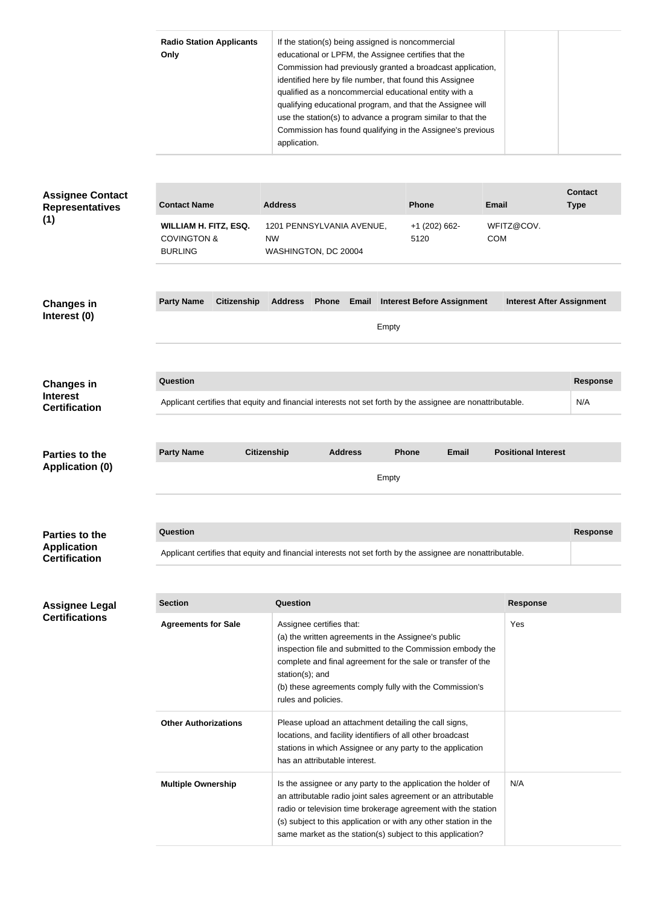| | | | |
|---|---|---|---|
| **Radio Station Applicants Only** | If the station(s) being assigned is noncommercial educational or LPFM, the Assignee certifies that the Commission had previously granted a broadcast application, identified here by file number, that found this Assignee qualified as a noncommercial educational entity with a qualifying educational program, and that the Assignee will use the station(s) to advance a program similar to that the Commission has found qualifying in the Assignee's previous application. | | |

## Assignee Contact Representatives (1)

| Contact Name | Address | Phone | Email | Contact Type |
|---|---|---|---|---|
| **WILLIAM H. FITZ, ESQ.** COVINGTON & BURLING | 1201 PENNSYLVANIA AVENUE, NW WASHINGTON, DC 20004 | +1 (202) 662-5120 | WFITZ@COV.COM | |

## Changes in Interest (0)

| Party Name | Citizenship | Address | Phone | Email | Interest Before Assignment | Interest After Assignment |
|---|---|---|---|---|---|---|
| Empty | | | | | | |

## Changes in Interest Certification

| Question | Response |
|---|---|
| Applicant certifies that equity and financial interests not set forth by the assignee are nonattributable. | N/A |

## Parties to the Application (0)

| Party Name | Citizenship | Address | Phone | Email | Positional Interest |
|---|---|---|---|---|---|
| Empty | | | | | |

## Parties to the Application Certification

| Question | Response |
|---|---|
| Applicant certifies that equity and financial interests not set forth by the assignee are nonattributable. | |

## Assignee Legal Certifications

| Section | Question | Response |
|---|---|---|
| **Agreements for Sale** | Assignee certifies that:<br>(a) the written agreements in the Assignee's public inspection file and submitted to the Commission embody the complete and final agreement for the sale or transfer of the station(s); and<br>(b) these agreements comply fully with the Commission's rules and policies. | Yes |
| **Other Authorizations** | Please upload an attachment detailing the call signs, locations, and facility identifiers of all other broadcast stations in which Assignee or any party to the application has an attributable interest. | |
| **Multiple Ownership** | Is the assignee or any party to the application the holder of an attributable radio joint sales agreement or an attributable radio or television time brokerage agreement with the station (s) subject to this application or with any other station in the same market as the station(s) subject to this application? | N/A |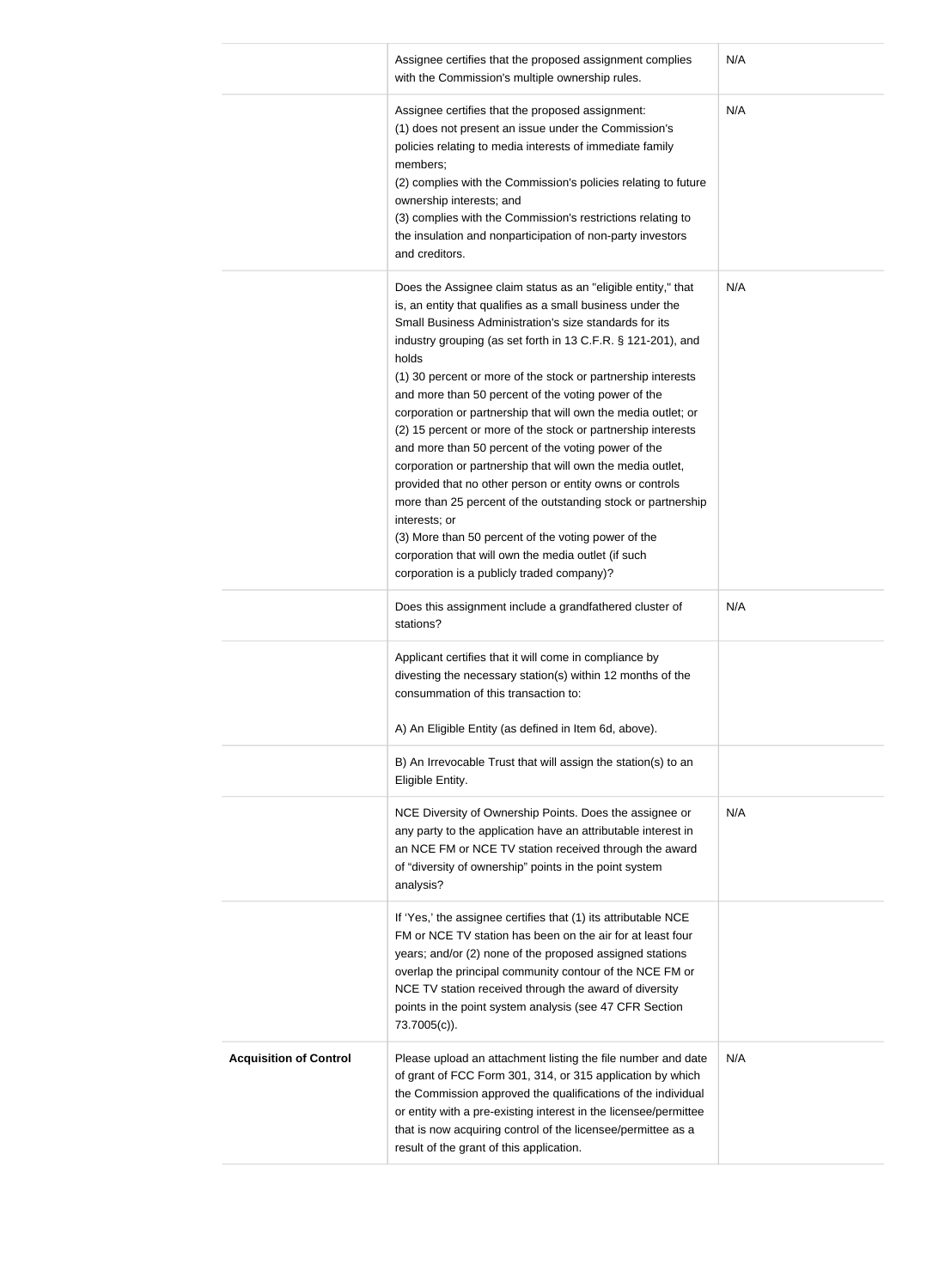| | | |
|---|---|---|
| | Assignee certifies that the proposed assignment complies with the Commission's multiple ownership rules. | N/A |
| | Assignee certifies that the proposed assignment:<br>(1) does not present an issue under the Commission's policies relating to media interests of immediate family members;<br>(2) complies with the Commission's policies relating to future ownership interests; and<br>(3) complies with the Commission's restrictions relating to the insulation and nonparticipation of non-party investors and creditors. | N/A |
| | Does the Assignee claim status as an "eligible entity," that is, an entity that qualifies as a small business under the Small Business Administration's size standards for its industry grouping (as set forth in 13 C.F.R. § 121-201), and holds<br>(1) 30 percent or more of the stock or partnership interests and more than 50 percent of the voting power of the corporation or partnership that will own the media outlet; or<br>(2) 15 percent or more of the stock or partnership interests and more than 50 percent of the voting power of the corporation or partnership that will own the media outlet, provided that no other person or entity owns or controls more than 25 percent of the outstanding stock or partnership interests; or<br>(3) More than 50 percent of the voting power of the corporation that will own the media outlet (if such corporation is a publicly traded company)? | N/A |
| | Does this assignment include a grandfathered cluster of stations? | N/A |
| | Applicant certifies that it will come in compliance by divesting the necessary station(s) within 12 months of the consummation of this transaction to:<br><br>A) An Eligible Entity (as defined in Item 6d, above). | |
| | B) An Irrevocable Trust that will assign the station(s) to an Eligible Entity. | |
| | NCE Diversity of Ownership Points. Does the assignee or any party to the application have an attributable interest in an NCE FM or NCE TV station received through the award of "diversity of ownership" points in the point system analysis? | N/A |
| | If 'Yes,' the assignee certifies that (1) its attributable NCE FM or NCE TV station has been on the air for at least four years; and/or (2) none of the proposed assigned stations overlap the principal community contour of the NCE FM or NCE TV station received through the award of diversity points in the point system analysis (see 47 CFR Section 73.7005(c)). | |
| **Acquisition of Control** | Please upload an attachment listing the file number and date of grant of FCC Form 301, 314, or 315 application by which the Commission approved the qualifications of the individual or entity with a pre-existing interest in the licensee/permittee that is now acquiring control of the licensee/permittee as a result of the grant of this application. | N/A |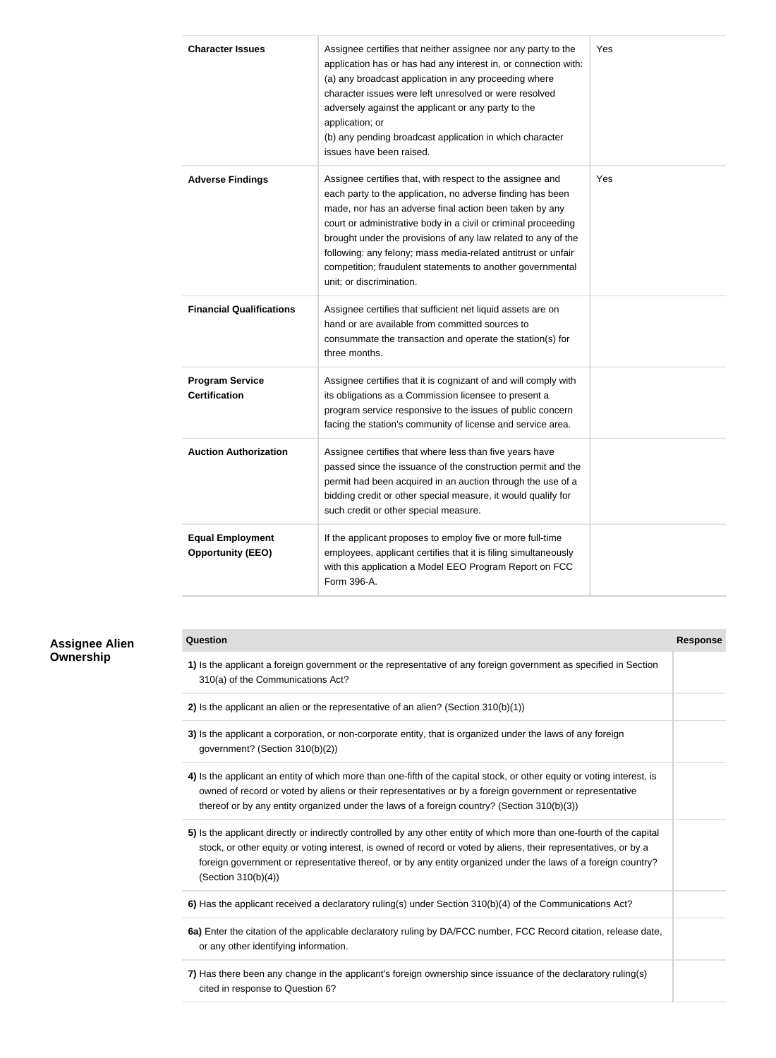| | | |
|---|---|---|
| **Character Issues** | Assignee certifies that neither assignee nor any party to the application has or has had any interest in, or connection with: (a) any broadcast application in any proceeding where character issues were left unresolved or were resolved adversely against the applicant or any party to the application; or (b) any pending broadcast application in which character issues have been raised. | Yes |
| **Adverse Findings** | Assignee certifies that, with respect to the assignee and each party to the application, no adverse finding has been made, nor has an adverse final action been taken by any court or administrative body in a civil or criminal proceeding brought under the provisions of any law related to any of the following: any felony; mass media-related antitrust or unfair competition; fraudulent statements to another governmental unit; or discrimination. | Yes |
| **Financial Qualifications** | Assignee certifies that sufficient net liquid assets are on hand or are available from committed sources to consummate the transaction and operate the station(s) for three months. | |
| **Program Service Certification** | Assignee certifies that it is cognizant of and will comply with its obligations as a Commission licensee to present a program service responsive to the issues of public concern facing the station's community of license and service area. | |
| **Auction Authorization** | Assignee certifies that where less than five years have passed since the issuance of the construction permit and the permit had been acquired in an auction through the use of a bidding credit or other special measure, it would qualify for such credit or other special measure. | |
| **Equal Employment Opportunity (EEO)** | If the applicant proposes to employ five or more full-time employees, applicant certifies that it is filing simultaneously with this application a Model EEO Program Report on FCC Form 396-A. | |

## Assignee Alien Ownership

| Question | Response |
|---|---|
| **1)** Is the applicant a foreign government or the representative of any foreign government as specified in Section 310(a) of the Communications Act? | |
| **2)** Is the applicant an alien or the representative of an alien? (Section 310(b)(1)) | |
| **3)** Is the applicant a corporation, or non-corporate entity, that is organized under the laws of any foreign government? (Section 310(b)(2)) | |
| **4)** Is the applicant an entity of which more than one-fifth of the capital stock, or other equity or voting interest, is owned of record or voted by aliens or their representatives or by a foreign government or representative thereof or by any entity organized under the laws of a foreign country? (Section 310(b)(3)) | |
| **5)** Is the applicant directly or indirectly controlled by any other entity of which more than one-fourth of the capital stock, or other equity or voting interest, is owned of record or voted by aliens, their representatives, or by a foreign government or representative thereof, or by any entity organized under the laws of a foreign country? (Section 310(b)(4)) | |
| **6)** Has the applicant received a declaratory ruling(s) under Section 310(b)(4) of the Communications Act? | |
| **6a)** Enter the citation of the applicable declaratory ruling by DA/FCC number, FCC Record citation, release date, or any other identifying information. | |
| **7)** Has there been any change in the applicant's foreign ownership since issuance of the declaratory ruling(s) cited in response to Question 6? | |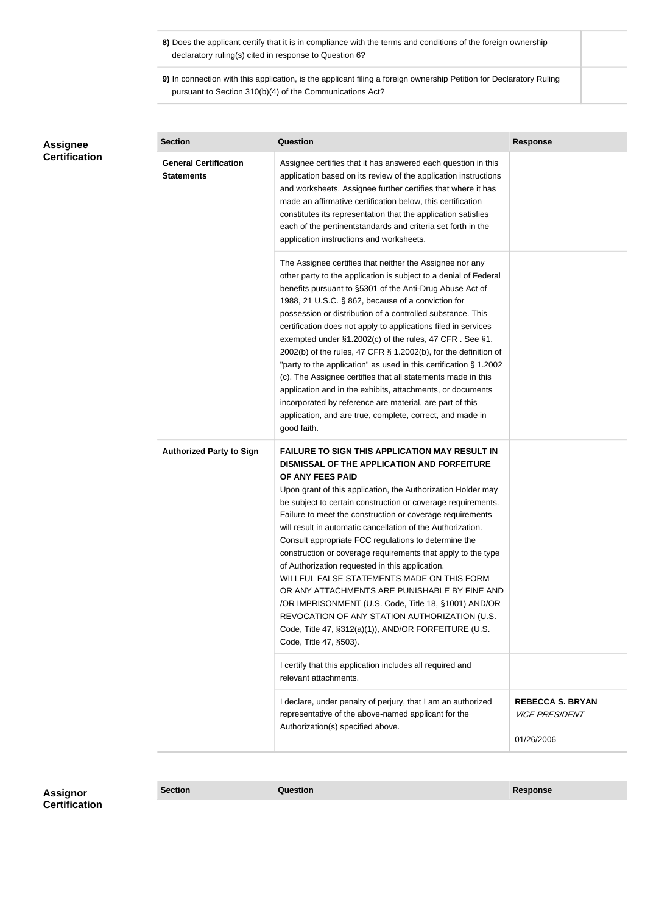| | |
|---|---|
| **8)** Does the applicant certify that it is in compliance with the terms and conditions of the foreign ownership declaratory ruling(s) cited in response to Question 6? | |
| **9)** In connection with this application, is the applicant filing a foreign ownership Petition for Declaratory Ruling pursuant to Section 310(b)(4) of the Communications Act? | |

## Assignee Certification

| Section | Question | Response |
|---|---|---|
| **General Certification Statements** | Assignee certifies that it has answered each question in this application based on its review of the application instructions and worksheets. Assignee further certifies that where it has made an affirmative certification below, this certification constitutes its representation that the application satisfies each of the pertinentstandards and criteria set forth in the application instructions and worksheets. | |
| | The Assignee certifies that neither the Assignee nor any other party to the application is subject to a denial of Federal benefits pursuant to §5301 of the Anti-Drug Abuse Act of 1988, 21 U.S.C. § 862, because of a conviction for possession or distribution of a controlled substance. This certification does not apply to applications filed in services exempted under §1.2002(c) of the rules, 47 CFR . See §1. 2002(b) of the rules, 47 CFR § 1.2002(b), for the definition of "party to the application" as used in this certification § 1.2002 (c). The Assignee certifies that all statements made in this application and in the exhibits, attachments, or documents incorporated by reference are material, are part of this application, and are true, complete, correct, and made in good faith. | |
| **Authorized Party to Sign** | **FAILURE TO SIGN THIS APPLICATION MAY RESULT IN DISMISSAL OF THE APPLICATION AND FORFEITURE OF ANY FEES PAID** Upon grant of this application, the Authorization Holder may be subject to certain construction or coverage requirements. Failure to meet the construction or coverage requirements will result in automatic cancellation of the Authorization. Consult appropriate FCC regulations to determine the construction or coverage requirements that apply to the type of Authorization requested in this application. WILLFUL FALSE STATEMENTS MADE ON THIS FORM OR ANY ATTACHMENTS ARE PUNISHABLE BY FINE AND /OR IMPRISONMENT (U.S. Code, Title 18, §1001) AND/OR REVOCATION OF ANY STATION AUTHORIZATION (U.S. Code, Title 47, §312(a)(1)), AND/OR FORFEITURE (U.S. Code, Title 47, §503). | |
| | I certify that this application includes all required and relevant attachments. | |
| | I declare, under penalty of perjury, that I am an authorized representative of the above-named applicant for the Authorization(s) specified above. | **REBECCA S. BRYAN** *VICE PRESIDENT* 01/26/2006 |

## Assignor Certification

| Section | Question | Response |
|---|---|---|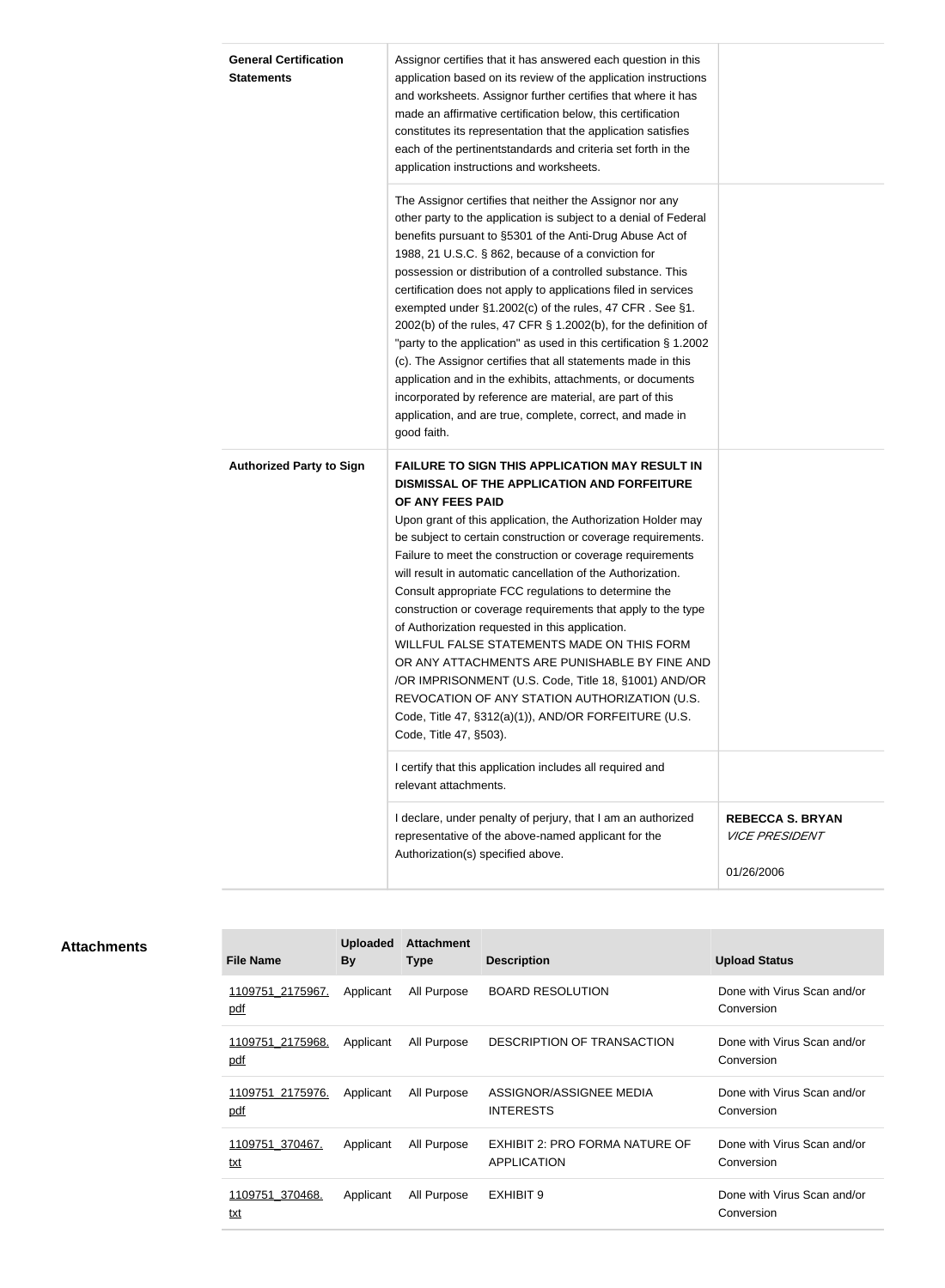| | | |
|---|---|---|
| **General Certification Statements** | Assignor certifies that it has answered each question in this application based on its review of the application instructions and worksheets. Assignor further certifies that where it has made an affirmative certification below, this certification constitutes its representation that the application satisfies each of the pertinentstandards and criteria set forth in the application instructions and worksheets. | |
| | The Assignor certifies that neither the Assignor nor any other party to the application is subject to a denial of Federal benefits pursuant to §5301 of the Anti-Drug Abuse Act of 1988, 21 U.S.C. § 862, because of a conviction for possession or distribution of a controlled substance. This certification does not apply to applications filed in services exempted under §1.2002(c) of the rules, 47 CFR . See §1. 2002(b) of the rules, 47 CFR § 1.2002(b), for the definition of "party to the application" as used in this certification § 1.2002 (c). The Assignor certifies that all statements made in this application and in the exhibits, attachments, or documents incorporated by reference are material, are part of this application, and are true, complete, correct, and made in good faith. | |
| **Authorized Party to Sign** | **FAILURE TO SIGN THIS APPLICATION MAY RESULT IN DISMISSAL OF THE APPLICATION AND FORFEITURE OF ANY FEES PAID**<br>Upon grant of this application, the Authorization Holder may be subject to certain construction or coverage requirements. Failure to meet the construction or coverage requirements will result in automatic cancellation of the Authorization. Consult appropriate FCC regulations to determine the construction or coverage requirements that apply to the type of Authorization requested in this application.<br>WILLFUL FALSE STATEMENTS MADE ON THIS FORM OR ANY ATTACHMENTS ARE PUNISHABLE BY FINE AND /OR IMPRISONMENT (U.S. Code, Title 18, §1001) AND/OR REVOCATION OF ANY STATION AUTHORIZATION (U.S. Code, Title 47, §312(a)(1)), AND/OR FORFEITURE (U.S. Code, Title 47, §503). | |
| | I certify that this application includes all required and relevant attachments. | |
| | I declare, under penalty of perjury, that I am an authorized representative of the above-named applicant for the Authorization(s) specified above. | **REBECCA S. BRYAN**<br>*VICE PRESIDENT*<br><br>01/26/2006 |

## Attachments

| File Name | Uploaded By | Attachment Type | Description | Upload Status |
|---|---|---|---|---|
| 1109751_2175967.pdf | Applicant | All Purpose | BOARD RESOLUTION | Done with Virus Scan and/or Conversion |
| 1109751_2175968.pdf | Applicant | All Purpose | DESCRIPTION OF TRANSACTION | Done with Virus Scan and/or Conversion |
| 1109751_2175976.pdf | Applicant | All Purpose | ASSIGNOR/ASSIGNEE MEDIA INTERESTS | Done with Virus Scan and/or Conversion |
| 1109751_370467.txt | Applicant | All Purpose | EXHIBIT 2: PRO FORMA NATURE OF APPLICATION | Done with Virus Scan and/or Conversion |
| 1109751_370468.txt | Applicant | All Purpose | EXHIBIT 9 | Done with Virus Scan and/or Conversion |